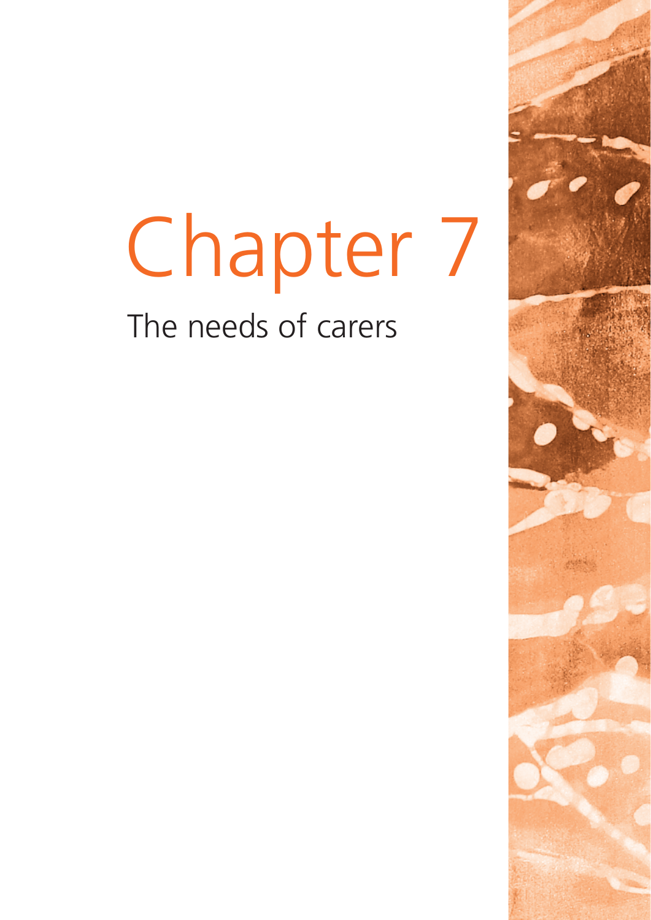# Chapter 7

## The needs of carers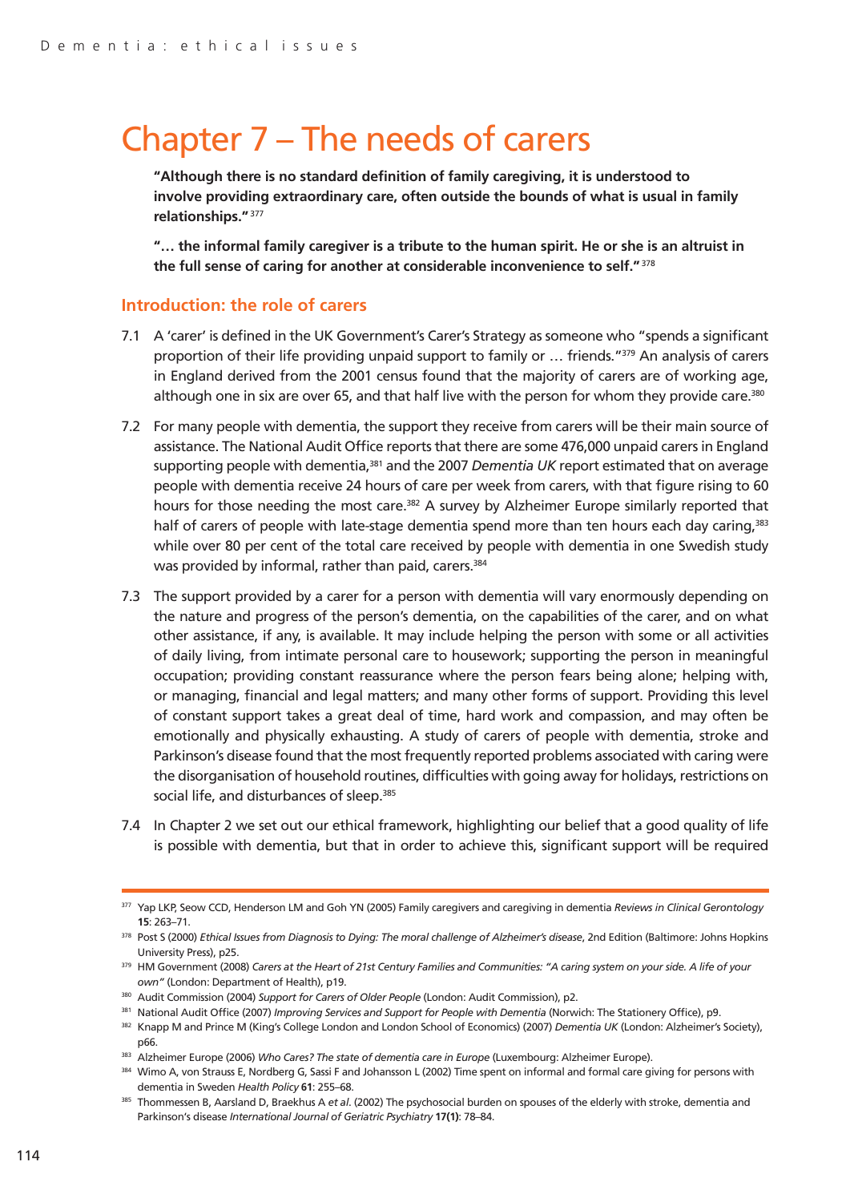# Chapter 7 – The needs of carers

**"Although there is no standard definition of family caregiving, it is understood to involve providing extraordinary care, often outside the bounds of what is usual in family relationships."**[377]

**"… the informal family caregiver is a tribute to the human spirit. He or she is an altruist in the full sense of caring for another at considerable inconvenience to self."**[378]

## Introduction: the role of carers

7.1 A 'carer' is defined in the UK Government's Carer's Strategy as someone who "spends a significant proportion of their life providing unpaid support to family or … friends."[379] An analysis of carers in England derived from the 2001 census found that the majority of carers are of working age, although one in six are over 65, and that half live with the person for whom they provide care.[380]

7.2 For many people with dementia, the support they receive from carers will be their main source of assistance. The National Audit Office reports that there are some 476,000 unpaid carers in England supporting people with dementia,[381] and the 2007 *Dementia UK* report estimated that on average people with dementia receive 24 hours of care per week from carers, with that figure rising to 60 hours for those needing the most care.[382] A survey by Alzheimer Europe similarly reported that half of carers of people with late-stage dementia spend more than ten hours each day caring,[383] while over 80 per cent of the total care received by people with dementia in one Swedish study was provided by informal, rather than paid, carers.[384]

7.3 The support provided by a carer for a person with dementia will vary enormously depending on the nature and progress of the person's dementia, on the capabilities of the carer, and on what other assistance, if any, is available. It may include helping the person with some or all activities of daily living, from intimate personal care to housework; supporting the person in meaningful occupation; providing constant reassurance where the person fears being alone; helping with, or managing, financial and legal matters; and many other forms of support. Providing this level of constant support takes a great deal of time, hard work and compassion, and may often be emotionally and physically exhausting. A study of carers of people with dementia, stroke and Parkinson's disease found that the most frequently reported problems associated with caring were the disorganisation of household routines, difficulties with going away for holidays, restrictions on social life, and disturbances of sleep.[385]

7.4 In Chapter 2 we set out our ethical framework, highlighting our belief that a good quality of life is possible with dementia, but that in order to achieve this, significant support will be required

---

[377] Yap LKP, Seow CCD, Henderson LM and Goh YN (2005) Family caregivers and caregiving in dementia *Reviews in Clinical Gerontology* **15**: 263–71.

[378] Post S (2000) *Ethical Issues from Diagnosis to Dying: The moral challenge of Alzheimer's disease*, 2nd Edition (Baltimore: Johns Hopkins University Press), p25.

[379] HM Government (2008) *Carers at the Heart of 21st Century Families and Communities: "A caring system on your side. A life of your own"* (London: Department of Health), p19.

[380] Audit Commission (2004) *Support for Carers of Older People* (London: Audit Commission), p2.

[381] National Audit Office (2007) *Improving Services and Support for People with Dementia* (Norwich: The Stationery Office), p9.

[382] Knapp M and Prince M (King's College London and London School of Economics) (2007) *Dementia UK* (London: Alzheimer's Society), p66.

[383] Alzheimer Europe (2006) *Who Cares? The state of dementia care in Europe* (Luxembourg: Alzheimer Europe).

[384] Wimo A, von Strauss E, Nordberg G, Sassi F and Johansson L (2002) Time spent on informal and formal care giving for persons with dementia in Sweden *Health Policy* **61**: 255–68.

[385] Thommessen B, Aarsland D, Braekhus A *et al*. (2002) The psychosocial burden on spouses of the elderly with stroke, dementia and Parkinson's disease *International Journal of Geriatric Psychiatry* **17(1)**: 78–84.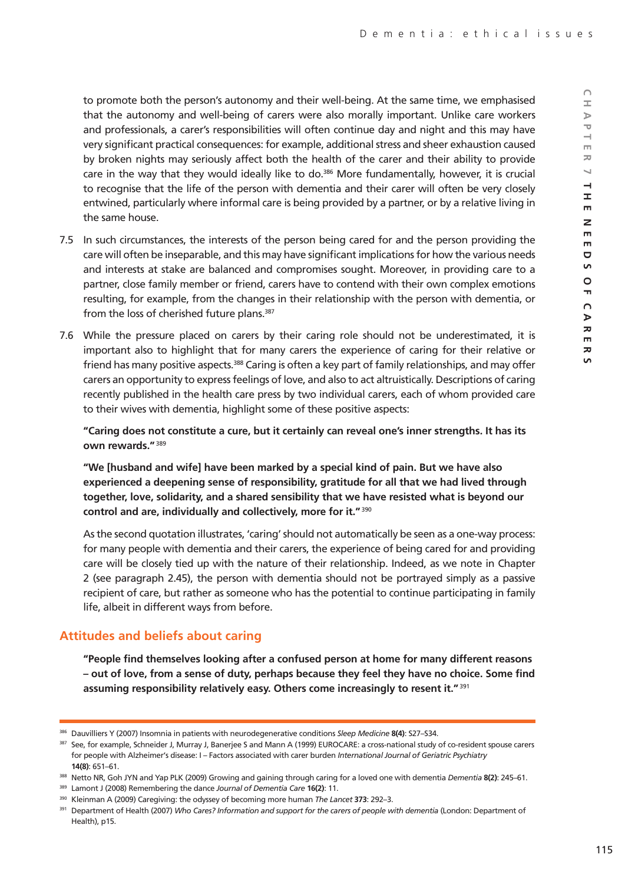to promote both the person's autonomy and their well-being. At the same time, we emphasised that the autonomy and well-being of carers were also morally important. Unlike care workers and professionals, a carer's responsibilities will often continue day and night and this may have very significant practical consequences: for example, additional stress and sheer exhaustion caused by broken nights may seriously affect both the health of the carer and their ability to provide care in the way that they would ideally like to do.[386] More fundamentally, however, it is crucial to recognise that the life of the person with dementia and their carer will often be very closely entwined, particularly where informal care is being provided by a partner, or by a relative living in the same house.

7.5 In such circumstances, the interests of the person being cared for and the person providing the care will often be inseparable, and this may have significant implications for how the various needs and interests at stake are balanced and compromises sought. Moreover, in providing care to a partner, close family member or friend, carers have to contend with their own complex emotions resulting, for example, from the changes in their relationship with the person with dementia, or from the loss of cherished future plans.[387]

7.6 While the pressure placed on carers by their caring role should not be underestimated, it is important also to highlight that for many carers the experience of caring for their relative or friend has many positive aspects.[388] Caring is often a key part of family relationships, and may offer carers an opportunity to express feelings of love, and also to act altruistically. Descriptions of caring recently published in the health care press by two individual carers, each of whom provided care to their wives with dementia, highlight some of these positive aspects:

**"Caring does not constitute a cure, but it certainly can reveal one's inner strengths. It has its own rewards."**[389]

**"We [husband and wife] have been marked by a special kind of pain. But we have also experienced a deepening sense of responsibility, gratitude for all that we had lived through together, love, solidarity, and a shared sensibility that we have resisted what is beyond our control and are, individually and collectively, more for it."**[390]

As the second quotation illustrates, 'caring' should not automatically be seen as a one-way process: for many people with dementia and their carers, the experience of being cared for and providing care will be closely tied up with the nature of their relationship. Indeed, as we note in Chapter 2 (see paragraph 2.45), the person with dementia should not be portrayed simply as a passive recipient of care, but rather as someone who has the potential to continue participating in family life, albeit in different ways from before.

## Attitudes and beliefs about caring

**"People find themselves looking after a confused person at home for many different reasons – out of love, from a sense of duty, perhaps because they feel they have no choice. Some find assuming responsibility relatively easy. Others come increasingly to resent it."**[391]

---

[386] Dauvilliers Y (2007) Insomnia in patients with neurodegenerative conditions *Sleep Medicine* **8(4)**: S27–S34.

[387] See, for example, Schneider J, Murray J, Banerjee S and Mann A (1999) EUROCARE: a cross-national study of co-resident spouse carers for people with Alzheimer's disease: I – Factors associated with carer burden *International Journal of Geriatric Psychiatry* **14(8)**: 651–61.

[388] Netto NR, Goh JYN and Yap PLK (2009) Growing and gaining through caring for a loved one with dementia *Dementia* **8(2)**: 245–61.

[389] Lamont J (2008) Remembering the dance *Journal of Dementia Care* **16(2)**: 11.

[390] Kleinman A (2009) Caregiving: the odyssey of becoming more human *The Lancet* **373**: 292–3.

[391] Department of Health (2007) *Who Cares? Information and support for the carers of people with dementia* (London: Department of Health), p15.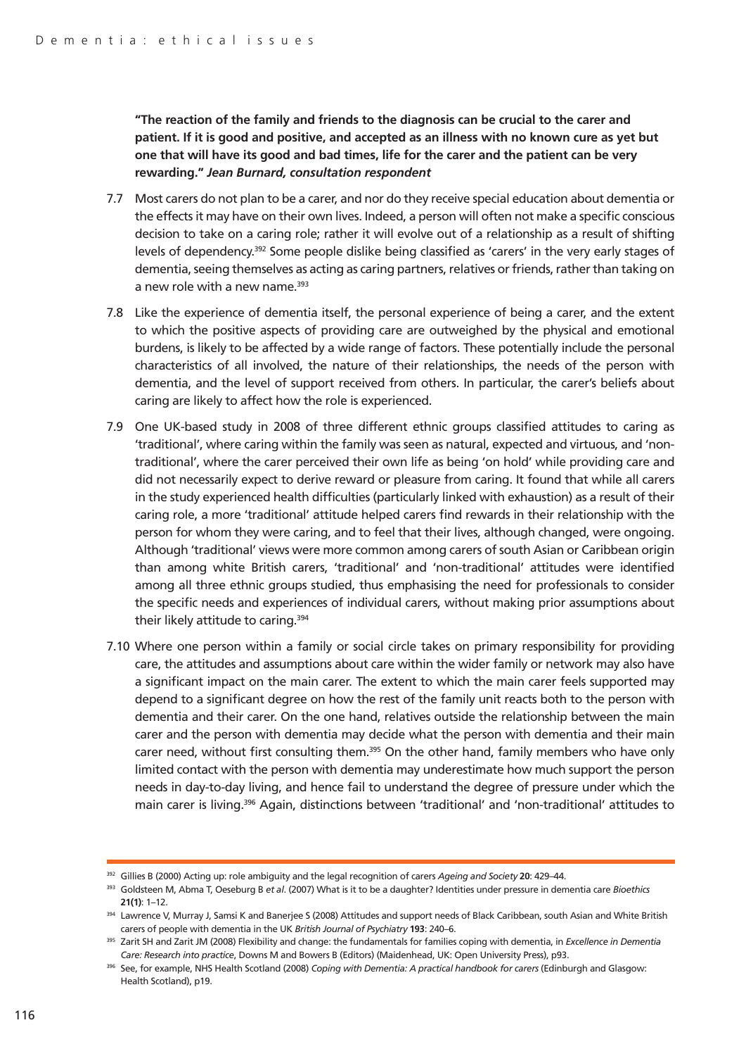**"The reaction of the family and friends to the diagnosis can be crucial to the carer and patient. If it is good and positive, and accepted as an illness with no known cure as yet but one that will have its good and bad times, life for the carer and the patient can be very rewarding."** ***Jean Burnard, consultation respondent***

7.7 Most carers do not plan to be a carer, and nor do they receive special education about dementia or the effects it may have on their own lives. Indeed, a person will often not make a specific conscious decision to take on a caring role; rather it will evolve out of a relationship as a result of shifting levels of dependency.[392] Some people dislike being classified as 'carers' in the very early stages of dementia, seeing themselves as acting as caring partners, relatives or friends, rather than taking on a new role with a new name.[393]

7.8 Like the experience of dementia itself, the personal experience of being a carer, and the extent to which the positive aspects of providing care are outweighed by the physical and emotional burdens, is likely to be affected by a wide range of factors. These potentially include the personal characteristics of all involved, the nature of their relationships, the needs of the person with dementia, and the level of support received from others. In particular, the carer's beliefs about caring are likely to affect how the role is experienced.

7.9 One UK-based study in 2008 of three different ethnic groups classified attitudes to caring as 'traditional', where caring within the family was seen as natural, expected and virtuous, and 'non-traditional', where the carer perceived their own life as being 'on hold' while providing care and did not necessarily expect to derive reward or pleasure from caring. It found that while all carers in the study experienced health difficulties (particularly linked with exhaustion) as a result of their caring role, a more 'traditional' attitude helped carers find rewards in their relationship with the person for whom they were caring, and to feel that their lives, although changed, were ongoing. Although 'traditional' views were more common among carers of south Asian or Caribbean origin than among white British carers, 'traditional' and 'non-traditional' attitudes were identified among all three ethnic groups studied, thus emphasising the need for professionals to consider the specific needs and experiences of individual carers, without making prior assumptions about their likely attitude to caring.[394]

7.10 Where one person within a family or social circle takes on primary responsibility for providing care, the attitudes and assumptions about care within the wider family or network may also have a significant impact on the main carer. The extent to which the main carer feels supported may depend to a significant degree on how the rest of the family unit reacts both to the person with dementia and their carer. On the one hand, relatives outside the relationship between the main carer and the person with dementia may decide what the person with dementia and their main carer need, without first consulting them.[395] On the other hand, family members who have only limited contact with the person with dementia may underestimate how much support the person needs in day-to-day living, and hence fail to understand the degree of pressure under which the main carer is living.[396] Again, distinctions between 'traditional' and 'non-traditional' attitudes to

---

[392] Gillies B (2000) Acting up: role ambiguity and the legal recognition of carers *Ageing and Society* **20**: 429–44.

[393] Goldsteen M, Abma T, Oeseburg B *et al*. (2007) What is it to be a daughter? Identities under pressure in dementia care *Bioethics* **21(1)**: 1–12.

[394] Lawrence V, Murray J, Samsi K and Banerjee S (2008) Attitudes and support needs of Black Caribbean, south Asian and White British carers of people with dementia in the UK *British Journal of Psychiatry* **193**: 240–6.

[395] Zarit SH and Zarit JM (2008) Flexibility and change: the fundamentals for families coping with dementia, in *Excellence in Dementia Care: Research into practice*, Downs M and Bowers B (Editors) (Maidenhead, UK: Open University Press), p93.

[396] See, for example, NHS Health Scotland (2008) *Coping with Dementia: A practical handbook for carers* (Edinburgh and Glasgow: Health Scotland), p19.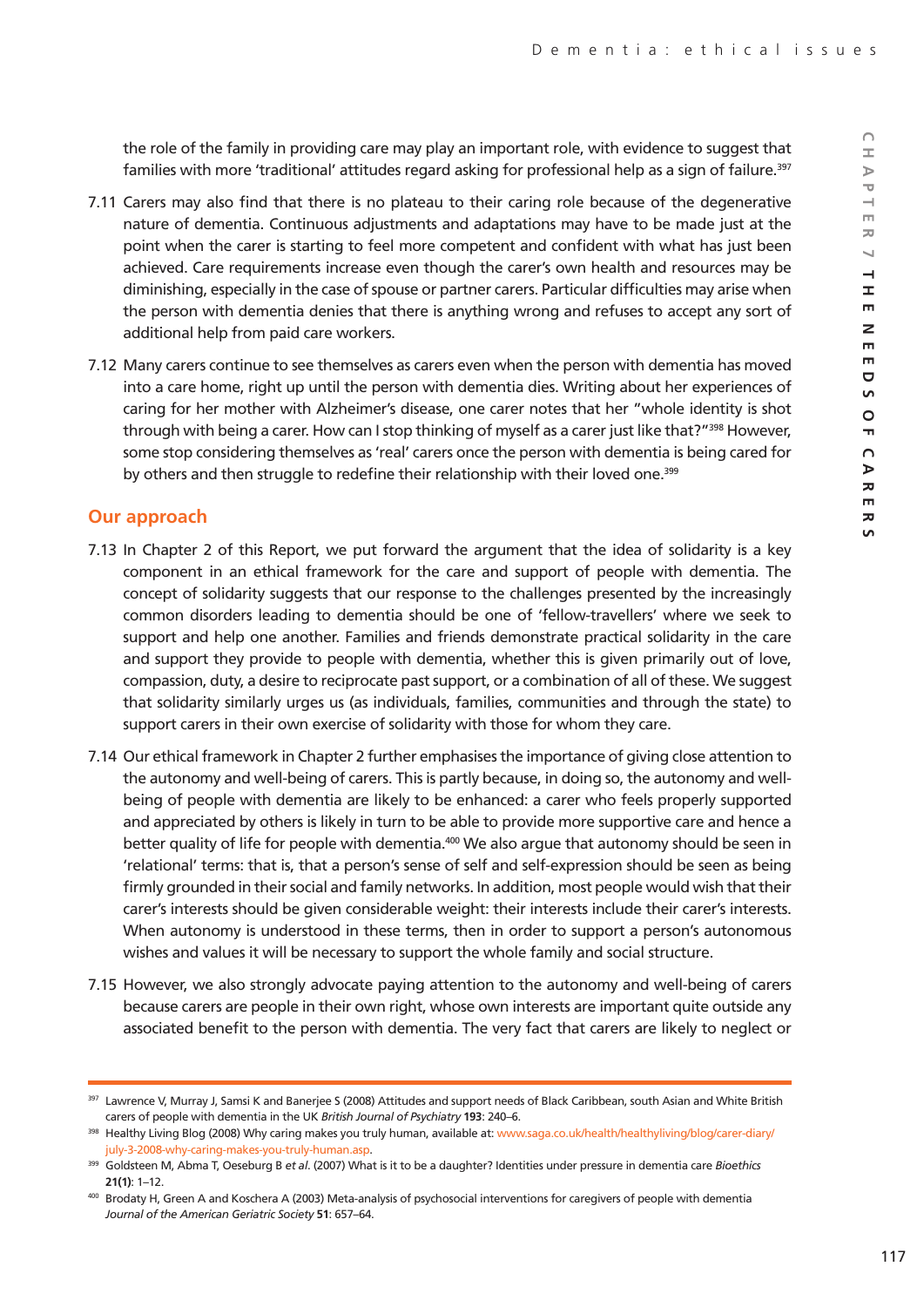the role of the family in providing care may play an important role, with evidence to suggest that families with more 'traditional' attitudes regard asking for professional help as a sign of failure.[397]

7.11 Carers may also find that there is no plateau to their caring role because of the degenerative nature of dementia. Continuous adjustments and adaptations may have to be made just at the point when the carer is starting to feel more competent and confident with what has just been achieved. Care requirements increase even though the carer's own health and resources may be diminishing, especially in the case of spouse or partner carers. Particular difficulties may arise when the person with dementia denies that there is anything wrong and refuses to accept any sort of additional help from paid care workers.

7.12 Many carers continue to see themselves as carers even when the person with dementia has moved into a care home, right up until the person with dementia dies. Writing about her experiences of caring for her mother with Alzheimer's disease, one carer notes that her "whole identity is shot through with being a carer. How can I stop thinking of myself as a carer just like that?"[398] However, some stop considering themselves as 'real' carers once the person with dementia is being cared for by others and then struggle to redefine their relationship with their loved one.[399]

## Our approach

7.13 In Chapter 2 of this Report, we put forward the argument that the idea of solidarity is a key component in an ethical framework for the care and support of people with dementia. The concept of solidarity suggests that our response to the challenges presented by the increasingly common disorders leading to dementia should be one of 'fellow-travellers' where we seek to support and help one another. Families and friends demonstrate practical solidarity in the care and support they provide to people with dementia, whether this is given primarily out of love, compassion, duty, a desire to reciprocate past support, or a combination of all of these. We suggest that solidarity similarly urges us (as individuals, families, communities and through the state) to support carers in their own exercise of solidarity with those for whom they care.

7.14 Our ethical framework in Chapter 2 further emphasises the importance of giving close attention to the autonomy and well-being of carers. This is partly because, in doing so, the autonomy and well-being of people with dementia are likely to be enhanced: a carer who feels properly supported and appreciated by others is likely in turn to be able to provide more supportive care and hence a better quality of life for people with dementia.[400] We also argue that autonomy should be seen in 'relational' terms: that is, that a person's sense of self and self-expression should be seen as being firmly grounded in their social and family networks. In addition, most people would wish that their carer's interests should be given considerable weight: their interests include their carer's interests. When autonomy is understood in these terms, then in order to support a person's autonomous wishes and values it will be necessary to support the whole family and social structure.

7.15 However, we also strongly advocate paying attention to the autonomy and well-being of carers because carers are people in their own right, whose own interests are important quite outside any associated benefit to the person with dementia. The very fact that carers are likely to neglect or

---

[397] Lawrence V, Murray J, Samsi K and Banerjee S (2008) Attitudes and support needs of Black Caribbean, south Asian and White British carers of people with dementia in the UK *British Journal of Psychiatry* **193**: 240–6.

[398] Healthy Living Blog (2008) Why caring makes you truly human, available at: www.saga.co.uk/health/healthyliving/blog/carer-diary/july-3-2008-why-caring-makes-you-truly-human.asp.

[399] Goldsteen M, Abma T, Oeseburg B *et al.* (2007) What is it to be a daughter? Identities under pressure in dementia care *Bioethics* **21(1)**: 1–12.

[400] Brodaty H, Green A and Koschera A (2003) Meta-analysis of psychosocial interventions for caregivers of people with dementia *Journal of the American Geriatric Society* **51**: 657–64.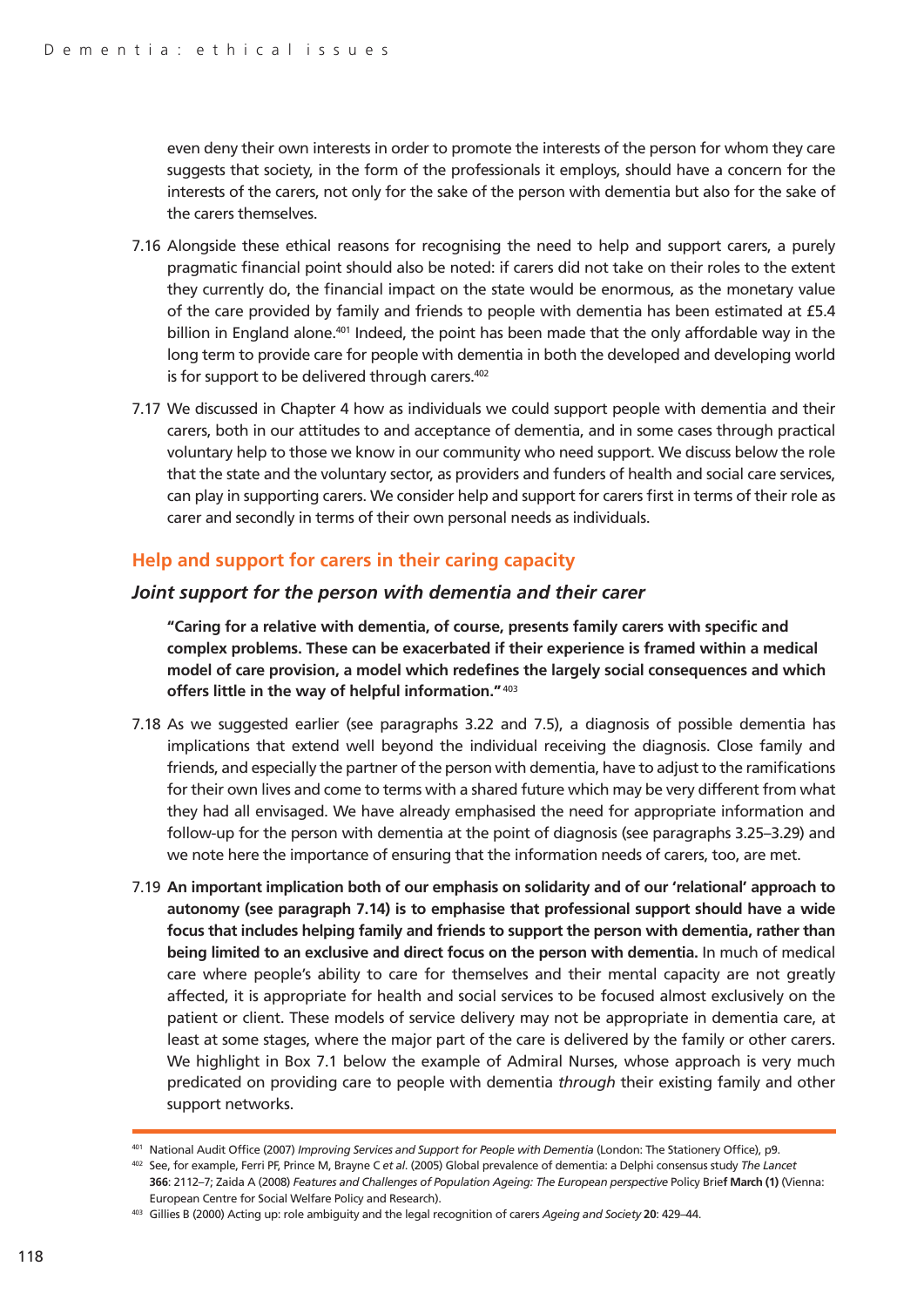even deny their own interests in order to promote the interests of the person for whom they care suggests that society, in the form of the professionals it employs, should have a concern for the interests of the carers, not only for the sake of the person with dementia but also for the sake of the carers themselves.

7.16 Alongside these ethical reasons for recognising the need to help and support carers, a purely pragmatic financial point should also be noted: if carers did not take on their roles to the extent they currently do, the financial impact on the state would be enormous, as the monetary value of the care provided by family and friends to people with dementia has been estimated at £5.4 billion in England alone.[401] Indeed, the point has been made that the only affordable way in the long term to provide care for people with dementia in both the developed and developing world is for support to be delivered through carers.[402]

7.17 We discussed in Chapter 4 how as individuals we could support people with dementia and their carers, both in our attitudes to and acceptance of dementia, and in some cases through practical voluntary help to those we know in our community who need support. We discuss below the role that the state and the voluntary sector, as providers and funders of health and social care services, can play in supporting carers. We consider help and support for carers first in terms of their role as carer and secondly in terms of their own personal needs as individuals.

## Help and support for carers in their caring capacity

### *Joint support for the person with dementia and their carer*

> **"Caring for a relative with dementia, of course, presents family carers with specific and complex problems. These can be exacerbated if their experience is framed within a medical model of care provision, a model which redefines the largely social consequences and which offers little in the way of helpful information."**[403]

7.18 As we suggested earlier (see paragraphs 3.22 and 7.5), a diagnosis of possible dementia has implications that extend well beyond the individual receiving the diagnosis. Close family and friends, and especially the partner of the person with dementia, have to adjust to the ramifications for their own lives and come to terms with a shared future which may be very different from what they had all envisaged. We have already emphasised the need for appropriate information and follow-up for the person with dementia at the point of diagnosis (see paragraphs 3.25–3.29) and we note here the importance of ensuring that the information needs of carers, too, are met.

7.19 **An important implication both of our emphasis on solidarity and of our 'relational' approach to autonomy (see paragraph 7.14) is to emphasise that professional support should have a wide focus that includes helping family and friends to support the person with dementia, rather than being limited to an exclusive and direct focus on the person with dementia.** In much of medical care where people's ability to care for themselves and their mental capacity are not greatly affected, it is appropriate for health and social services to be focused almost exclusively on the patient or client. These models of service delivery may not be appropriate in dementia care, at least at some stages, where the major part of the care is delivered by the family or other carers. We highlight in Box 7.1 below the example of Admiral Nurses, whose approach is very much predicated on providing care to people with dementia *through* their existing family and other support networks.

---

[401] National Audit Office (2007) *Improving Services and Support for People with Dementia* (London: The Stationery Office), p9.

[402] See, for example, Ferri PF, Prince M, Brayne C *et al*. (2005) Global prevalence of dementia: a Delphi consensus study *The Lancet* **366**: 2112–7; Zaida A (2008) *Features and Challenges of Population Ageing: The European perspective* Policy Brief **March (1)** (Vienna: European Centre for Social Welfare Policy and Research).

[403] Gillies B (2000) Acting up: role ambiguity and the legal recognition of carers *Ageing and Society* **20**: 429–44.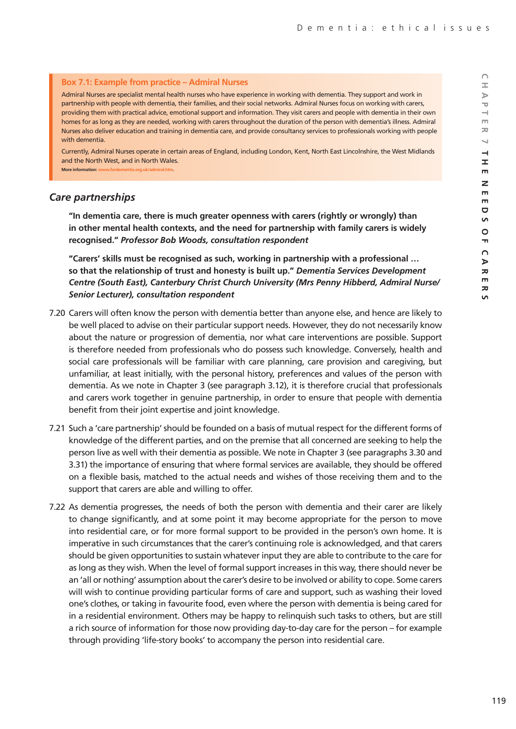**Box 7.1: Example from practice – Admiral Nurses**

Admiral Nurses are specialist mental health nurses who have experience in working with dementia. They support and work in partnership with people with dementia, their families, and their social networks. Admiral Nurses focus on working with carers, providing them with practical advice, emotional support and information. They visit carers and people with dementia in their own homes for as long as they are needed, working with carers throughout the duration of the person with dementia's illness. Admiral Nurses also deliver education and training in dementia care, and provide consultancy services to professionals working with people with dementia.

Currently, Admiral Nurses operate in certain areas of England, including London, Kent, North East Lincolnshire, the West Midlands and the North West, and in North Wales.

**More information:** www.fordementia.org.uk/admiral.htm.

## *Care partnerships*

> **"In dementia care, there is much greater openness with carers (rightly or wrongly) than in other mental health contexts, and the need for partnership with family carers is widely recognised."** ***Professor Bob Woods, consultation respondent***

> **"Carers' skills must be recognised as such, working in partnership with a professional … so that the relationship of trust and honesty is built up."** ***Dementia Services Development Centre (South East), Canterbury Christ Church University (Mrs Penny Hibberd, Admiral Nurse/ Senior Lecturer), consultation respondent***

7.20 Carers will often know the person with dementia better than anyone else, and hence are likely to be well placed to advise on their particular support needs. However, they do not necessarily know about the nature or progression of dementia, nor what care interventions are possible. Support is therefore needed from professionals who do possess such knowledge. Conversely, health and social care professionals will be familiar with care planning, care provision and caregiving, but unfamiliar, at least initially, with the personal history, preferences and values of the person with dementia. As we note in Chapter 3 (see paragraph 3.12), it is therefore crucial that professionals and carers work together in genuine partnership, in order to ensure that people with dementia benefit from their joint expertise and joint knowledge.

7.21 Such a 'care partnership' should be founded on a basis of mutual respect for the different forms of knowledge of the different parties, and on the premise that all concerned are seeking to help the person live as well with their dementia as possible. We note in Chapter 3 (see paragraphs 3.30 and 3.31) the importance of ensuring that where formal services are available, they should be offered on a flexible basis, matched to the actual needs and wishes of those receiving them and to the support that carers are able and willing to offer.

7.22 As dementia progresses, the needs of both the person with dementia and their carer are likely to change significantly, and at some point it may become appropriate for the person to move into residential care, or for more formal support to be provided in the person's own home. It is imperative in such circumstances that the carer's continuing role is acknowledged, and that carers should be given opportunities to sustain whatever input they are able to contribute to the care for as long as they wish. When the level of formal support increases in this way, there should never be an 'all or nothing' assumption about the carer's desire to be involved or ability to cope. Some carers will wish to continue providing particular forms of care and support, such as washing their loved one's clothes, or taking in favourite food, even where the person with dementia is being cared for in a residential environment. Others may be happy to relinquish such tasks to others, but are still a rich source of information for those now providing day-to-day care for the person – for example through providing 'life-story books' to accompany the person into residential care.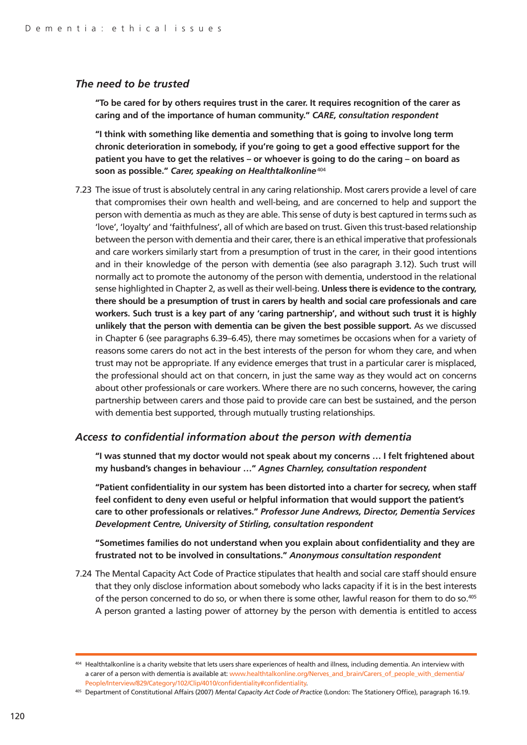### *The need to be trusted*

> **"To be cared for by others requires trust in the carer. It requires recognition of the carer as caring and of the importance of human community."** ***CARE, consultation respondent***

> **"I think with something like dementia and something that is going to involve long term chronic deterioration in somebody, if you're going to get a good effective support for the patient you have to get the relatives – or whoever is going to do the caring – on board as soon as possible."** ***Carer, speaking on Healthtalkonline***[404]

7.23 The issue of trust is absolutely central in any caring relationship. Most carers provide a level of care that compromises their own health and well-being, and are concerned to help and support the person with dementia as much as they are able. This sense of duty is best captured in terms such as 'love', 'loyalty' and 'faithfulness', all of which are based on trust. Given this trust-based relationship between the person with dementia and their carer, there is an ethical imperative that professionals and care workers similarly start from a presumption of trust in the carer, in their good intentions and in their knowledge of the person with dementia (see also paragraph 3.12). Such trust will normally act to promote the autonomy of the person with dementia, understood in the relational sense highlighted in Chapter 2, as well as their well-being. **Unless there is evidence to the contrary, there should be a presumption of trust in carers by health and social care professionals and care workers. Such trust is a key part of any 'caring partnership', and without such trust it is highly unlikely that the person with dementia can be given the best possible support.** As we discussed in Chapter 6 (see paragraphs 6.39–6.45), there may sometimes be occasions when for a variety of reasons some carers do not act in the best interests of the person for whom they care, and when trust may not be appropriate. If any evidence emerges that trust in a particular carer is misplaced, the professional should act on that concern, in just the same way as they would act on concerns about other professionals or care workers. Where there are no such concerns, however, the caring partnership between carers and those paid to provide care can best be sustained, and the person with dementia best supported, through mutually trusting relationships.

### *Access to confidential information about the person with dementia*

> **"I was stunned that my doctor would not speak about my concerns … I felt frightened about my husband's changes in behaviour …"** ***Agnes Charnley, consultation respondent***

> **"Patient confidentiality in our system has been distorted into a charter for secrecy, when staff feel confident to deny even useful or helpful information that would support the patient's care to other professionals or relatives."** ***Professor June Andrews, Director, Dementia Services Development Centre, University of Stirling, consultation respondent***

> **"Sometimes families do not understand when you explain about confidentiality and they are frustrated not to be involved in consultations."** ***Anonymous consultation respondent***

7.24 The Mental Capacity Act Code of Practice stipulates that health and social care staff should ensure that they only disclose information about somebody who lacks capacity if it is in the best interests of the person concerned to do so, or when there is some other, lawful reason for them to do so.[405] A person granted a lasting power of attorney by the person with dementia is entitled to access

---

[404] Healthtalkonline is a charity website that lets users share experiences of health and illness, including dementia. An interview with a carer of a person with dementia is available at: www.healthtalkonline.org/Nerves_and_brain/Carers_of_people_with_dementia/People/Interview/829/Category/102/Clip/4010/confidentiality#confidentiality.

[405] Department of Constitutional Affairs (2007) *Mental Capacity Act Code of Practice* (London: The Stationery Office), paragraph 16.19.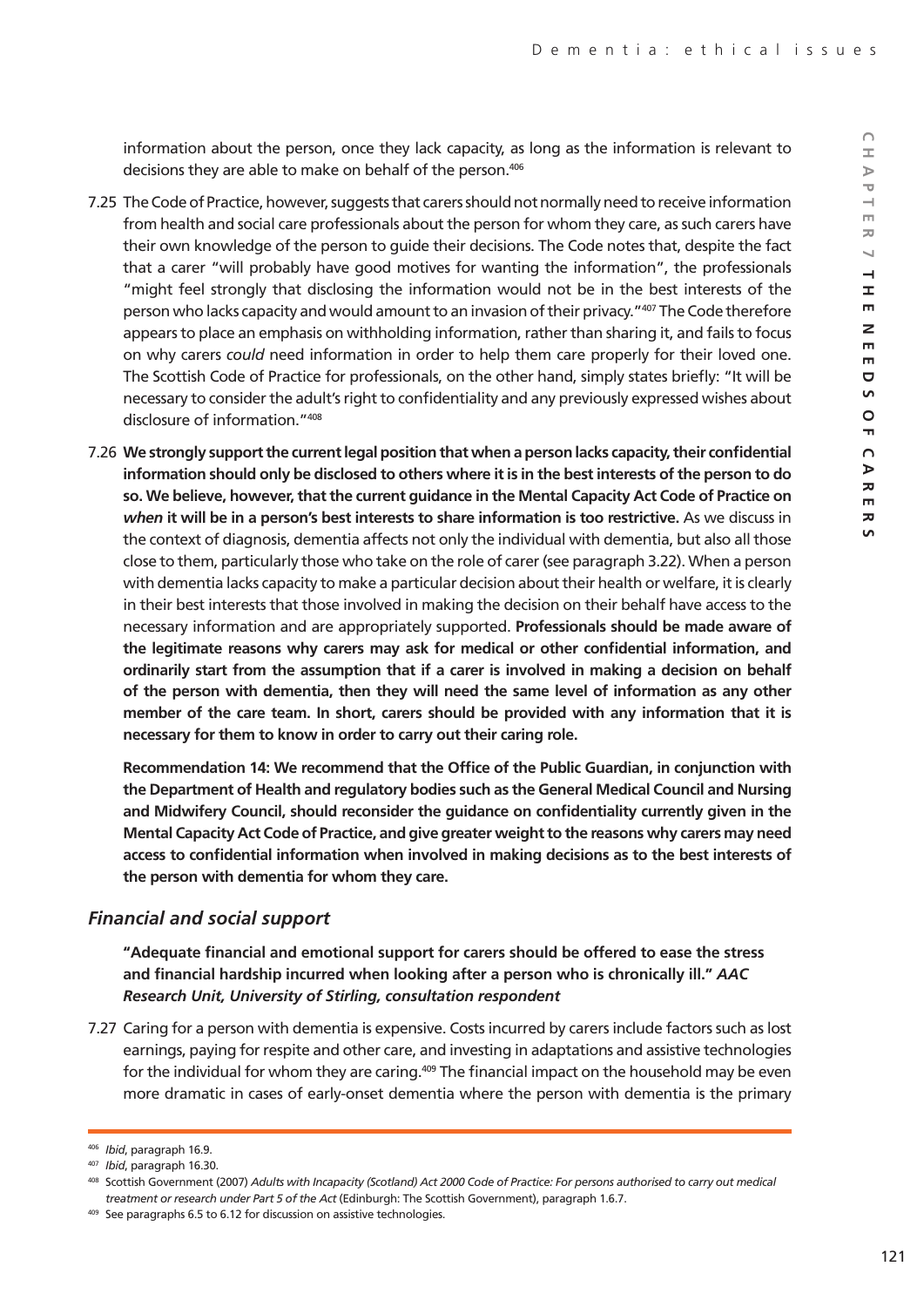information about the person, once they lack capacity, as long as the information is relevant to decisions they are able to make on behalf of the person.[406]

7.25 The Code of Practice, however, suggests that carers should not normally need to receive information from health and social care professionals about the person for whom they care, as such carers have their own knowledge of the person to guide their decisions. The Code notes that, despite the fact that a carer "will probably have good motives for wanting the information", the professionals "might feel strongly that disclosing the information would not be in the best interests of the person who lacks capacity and would amount to an invasion of their privacy."[407] The Code therefore appears to place an emphasis on withholding information, rather than sharing it, and fails to focus on why carers *could* need information in order to help them care properly for their loved one. The Scottish Code of Practice for professionals, on the other hand, simply states briefly: "It will be necessary to consider the adult's right to confidentiality and any previously expressed wishes about disclosure of information."[408]

7.26 **We strongly support the current legal position that when a person lacks capacity, their confidential information should only be disclosed to others where it is in the best interests of the person to do so. We believe, however, that the current guidance in the Mental Capacity Act Code of Practice on *when* it will be in a person's best interests to share information is too restrictive.** As we discuss in the context of diagnosis, dementia affects not only the individual with dementia, but also all those close to them, particularly those who take on the role of carer (see paragraph 3.22). When a person with dementia lacks capacity to make a particular decision about their health or welfare, it is clearly in their best interests that those involved in making the decision on their behalf have access to the necessary information and are appropriately supported. **Professionals should be made aware of the legitimate reasons why carers may ask for medical or other confidential information, and ordinarily start from the assumption that if a carer is involved in making a decision on behalf of the person with dementia, then they will need the same level of information as any other member of the care team. In short, carers should be provided with any information that it is necessary for them to know in order to carry out their caring role.**

**Recommendation 14: We recommend that the Office of the Public Guardian, in conjunction with the Department of Health and regulatory bodies such as the General Medical Council and Nursing and Midwifery Council, should reconsider the guidance on confidentiality currently given in the Mental Capacity Act Code of Practice, and give greater weight to the reasons why carers may need access to confidential information when involved in making decisions as to the best interests of the person with dementia for whom they care.**

## *Financial and social support*

**"Adequate financial and emotional support for carers should be offered to ease the stress and financial hardship incurred when looking after a person who is chronically ill."** ***AAC Research Unit, University of Stirling, consultation respondent***

7.27 Caring for a person with dementia is expensive. Costs incurred by carers include factors such as lost earnings, paying for respite and other care, and investing in adaptations and assistive technologies for the individual for whom they are caring.[409] The financial impact on the household may be even more dramatic in cases of early-onset dementia where the person with dementia is the primary

---

[406] *Ibid*, paragraph 16.9.

[407] *Ibid*, paragraph 16.30.

[408] Scottish Government (2007) *Adults with Incapacity (Scotland) Act 2000 Code of Practice: For persons authorised to carry out medical treatment or research under Part 5 of the Act* (Edinburgh: The Scottish Government), paragraph 1.6.7.

[409] See paragraphs 6.5 to 6.12 for discussion on assistive technologies.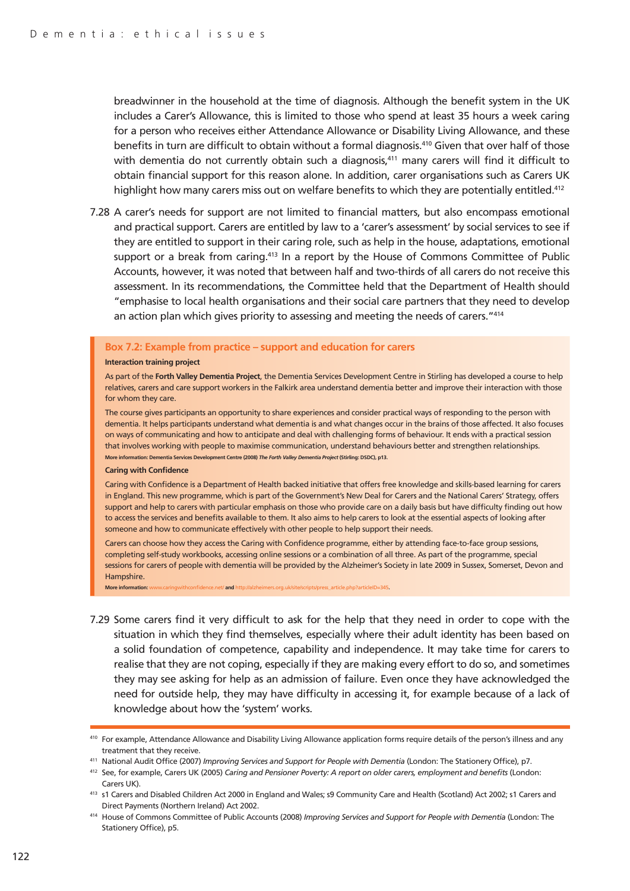breadwinner in the household at the time of diagnosis. Although the benefit system in the UK includes a Carer's Allowance, this is limited to those who spend at least 35 hours a week caring for a person who receives either Attendance Allowance or Disability Living Allowance, and these benefits in turn are difficult to obtain without a formal diagnosis.[410] Given that over half of those with dementia do not currently obtain such a diagnosis,[411] many carers will find it difficult to obtain financial support for this reason alone. In addition, carer organisations such as Carers UK highlight how many carers miss out on welfare benefits to which they are potentially entitled.[412]

7.28 A carer's needs for support are not limited to financial matters, but also encompass emotional and practical support. Carers are entitled by law to a 'carer's assessment' by social services to see if they are entitled to support in their caring role, such as help in the house, adaptations, emotional support or a break from caring.[413] In a report by the House of Commons Committee of Public Accounts, however, it was noted that between half and two-thirds of all carers do not receive this assessment. In its recommendations, the Committee held that the Department of Health should "emphasise to local health organisations and their social care partners that they need to develop an action plan which gives priority to assessing and meeting the needs of carers."[414]

### Box 7.2: Example from practice – support and education for carers

**Interaction training project**

As part of the **Forth Valley Dementia Project**, the Dementia Services Development Centre in Stirling has developed a course to help relatives, carers and care support workers in the Falkirk area understand dementia better and improve their interaction with those for whom they care.

The course gives participants an opportunity to share experiences and consider practical ways of responding to the person with dementia. It helps participants understand what dementia is and what changes occur in the brains of those affected. It also focuses on ways of communicating and how to anticipate and deal with challenging forms of behaviour. It ends with a practical session that involves working with people to maximise communication, understand behaviours better and strengthen relationships.

**More information: Dementia Services Development Centre (2008) *The Forth Valley Dementia Project* (Stirling: DSDC), p13.**

**Caring with Confidence**

Caring with Confidence is a Department of Health backed initiative that offers free knowledge and skills-based learning for carers in England. This new programme, which is part of the Government's New Deal for Carers and the National Carers' Strategy, offers support and help to carers with particular emphasis on those who provide care on a daily basis but have difficulty finding out how to access the services and benefits available to them. It also aims to help carers to look at the essential aspects of looking after someone and how to communicate effectively with other people to help support their needs.

Carers can choose how they access the Caring with Confidence programme, either by attending face-to-face group sessions, completing self-study workbooks, accessing online sessions or a combination of all three. As part of the programme, special sessions for carers of people with dementia will be provided by the Alzheimer's Society in late 2009 in Sussex, Somerset, Devon and Hampshire.

**More information:** www.caringwithconfidence.net/ **and** http://alzheimers.org.uk/site/scripts/press_article.php?articleID=345.

7.29 Some carers find it very difficult to ask for the help that they need in order to cope with the situation in which they find themselves, especially where their adult identity has been based on a solid foundation of competence, capability and independence. It may take time for carers to realise that they are not coping, especially if they are making every effort to do so, and sometimes they may see asking for help as an admission of failure. Even once they have acknowledged the need for outside help, they may have difficulty in accessing it, for example because of a lack of knowledge about how the 'system' works.

---

[410] For example, Attendance Allowance and Disability Living Allowance application forms require details of the person's illness and any treatment that they receive.

[411] National Audit Office (2007) *Improving Services and Support for People with Dementia* (London: The Stationery Office), p7.

[412] See, for example, Carers UK (2005) *Caring and Pensioner Poverty: A report on older carers, employment and benefits* (London: Carers UK).

[413] s1 Carers and Disabled Children Act 2000 in England and Wales; s9 Community Care and Health (Scotland) Act 2002; s1 Carers and Direct Payments (Northern Ireland) Act 2002.

[414] House of Commons Committee of Public Accounts (2008) *Improving Services and Support for People with Dementia* (London: The Stationery Office), p5.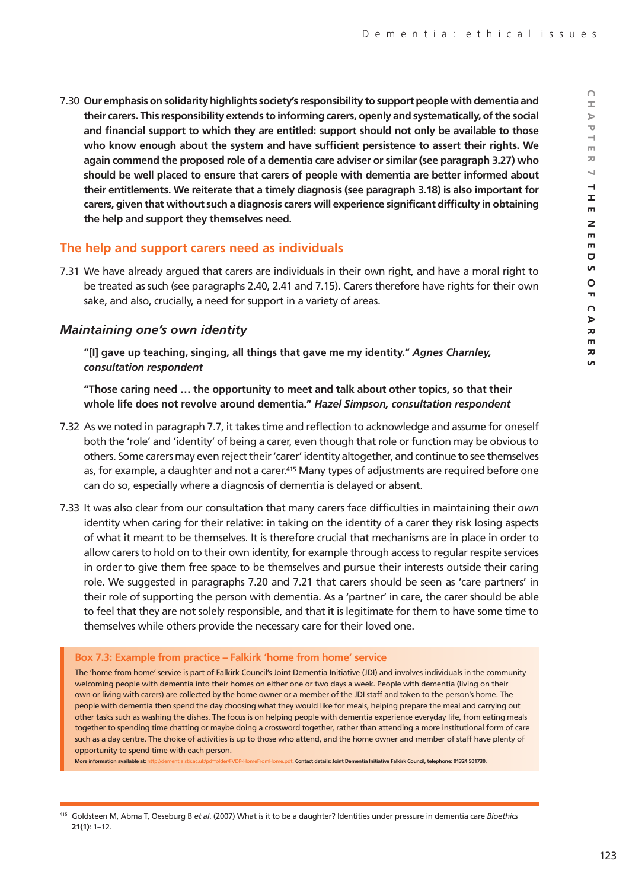7.30 **Our emphasis on solidarity highlights society's responsibility to support people with dementia and their carers. This responsibility extends to informing carers, openly and systematically, of the social and financial support to which they are entitled: support should not only be available to those who know enough about the system and have sufficient persistence to assert their rights. We again commend the proposed role of a dementia care adviser or similar (see paragraph 3.27) who should be well placed to ensure that carers of people with dementia are better informed about their entitlements. We reiterate that a timely diagnosis (see paragraph 3.18) is also important for carers, given that without such a diagnosis carers will experience significant difficulty in obtaining the help and support they themselves need.**

## The help and support carers need as individuals

7.31 We have already argued that carers are individuals in their own right, and have a moral right to be treated as such (see paragraphs 2.40, 2.41 and 7.15). Carers therefore have rights for their own sake, and also, crucially, a need for support in a variety of areas.

### *Maintaining one's own identity*

**"[I] gave up teaching, singing, all things that gave me my identity."** ***Agnes Charnley, consultation respondent***

**"Those caring need … the opportunity to meet and talk about other topics, so that their whole life does not revolve around dementia."** ***Hazel Simpson, consultation respondent***

7.32 As we noted in paragraph 7.7, it takes time and reflection to acknowledge and assume for oneself both the 'role' and 'identity' of being a carer, even though that role or function may be obvious to others. Some carers may even reject their 'carer' identity altogether, and continue to see themselves as, for example, a daughter and not a carer.[415] Many types of adjustments are required before one can do so, especially where a diagnosis of dementia is delayed or absent.

7.33 It was also clear from our consultation that many carers face difficulties in maintaining their *own* identity when caring for their relative: in taking on the identity of a carer they risk losing aspects of what it meant to be themselves. It is therefore crucial that mechanisms are in place in order to allow carers to hold on to their own identity, for example through access to regular respite services in order to give them free space to be themselves and pursue their interests outside their caring role. We suggested in paragraphs 7.20 and 7.21 that carers should be seen as 'care partners' in their role of supporting the person with dementia. As a 'partner' in care, the carer should be able to feel that they are not solely responsible, and that it is legitimate for them to have some time to themselves while others provide the necessary care for their loved one.

**Box 7.3: Example from practice – Falkirk 'home from home' service**

The 'home from home' service is part of Falkirk Council's Joint Dementia Initiative (JDI) and involves individuals in the community welcoming people with dementia into their homes on either one or two days a week. People with dementia (living on their own or living with carers) are collected by the home owner or a member of the JDI staff and taken to the person's home. The people with dementia then spend the day choosing what they would like for meals, helping prepare the meal and carrying out other tasks such as washing the dishes. The focus is on helping people with dementia experience everyday life, from eating meals together to spending time chatting or maybe doing a crossword together, rather than attending a more institutional form of care such as a day centre. The choice of activities is up to those who attend, and the home owner and member of staff have plenty of opportunity to spend time with each person.

**More information available at:** http://dementia.stir.ac.uk/pdffolder/FVDP-HomeFromHome.pdf. **Contact details: Joint Dementia Initiative Falkirk Council, telephone: 01324 501730.**

---

415 Goldsteen M, Abma T, Oeseburg B *et al.* (2007) What is it to be a daughter? Identities under pressure in dementia care *Bioethics* **21(1)**: 1–12.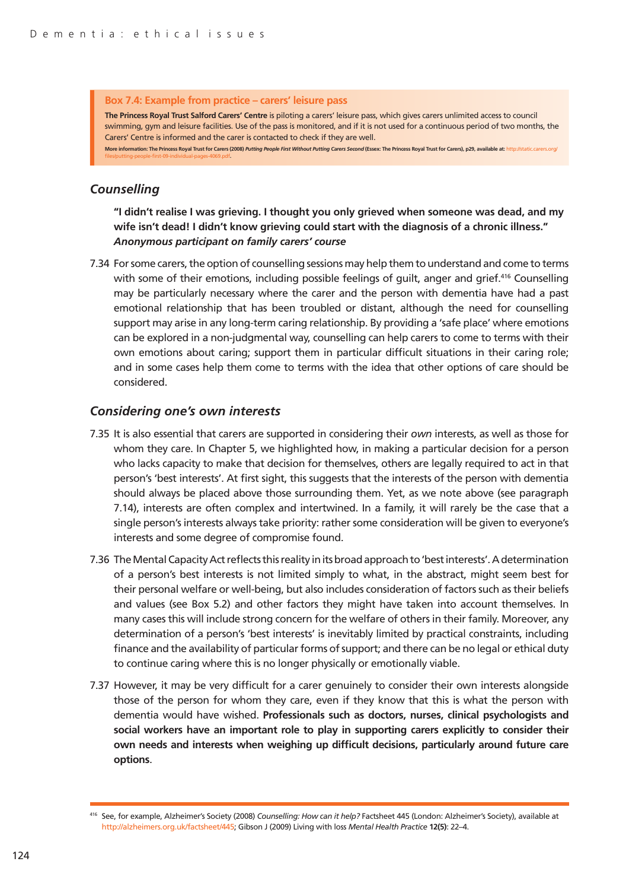**Box 7.4: Example from practice – carers' leisure pass**

**The Princess Royal Trust Salford Carers' Centre** is piloting a carers' leisure pass, which gives carers unlimited access to council swimming, gym and leisure facilities. Use of the pass is monitored, and if it is not used for a continuous period of two months, the Carers' Centre is informed and the carer is contacted to check if they are well.

**More information: The Princess Royal Trust for Carers (2008)** ***Putting People First Without Putting Carers Second*** **(Essex: The Princess Royal Trust for Carers), p29, available at:** http://static.carers.org/files/putting-people-first-09-individual-pages-4069.pdf.

## *Counselling*

> **"I didn't realise I was grieving. I thought you only grieved when someone was dead, and my wife isn't dead! I didn't know grieving could start with the diagnosis of a chronic illness."**
> ***Anonymous participant on family carers' course***

7.34 For some carers, the option of counselling sessions may help them to understand and come to terms with some of their emotions, including possible feelings of guilt, anger and grief.[416] Counselling may be particularly necessary where the carer and the person with dementia have had a past emotional relationship that has been troubled or distant, although the need for counselling support may arise in any long-term caring relationship. By providing a 'safe place' where emotions can be explored in a non-judgmental way, counselling can help carers to come to terms with their own emotions about caring; support them in particular difficult situations in their caring role; and in some cases help them come to terms with the idea that other options of care should be considered.

## *Considering one's own interests*

7.35 It is also essential that carers are supported in considering their *own* interests, as well as those for whom they care. In Chapter 5, we highlighted how, in making a particular decision for a person who lacks capacity to make that decision for themselves, others are legally required to act in that person's 'best interests'. At first sight, this suggests that the interests of the person with dementia should always be placed above those surrounding them. Yet, as we note above (see paragraph 7.14), interests are often complex and intertwined. In a family, it will rarely be the case that a single person's interests always take priority: rather some consideration will be given to everyone's interests and some degree of compromise found.

7.36 The Mental Capacity Act reflects this reality in its broad approach to 'best interests'. A determination of a person's best interests is not limited simply to what, in the abstract, might seem best for their personal welfare or well-being, but also includes consideration of factors such as their beliefs and values (see Box 5.2) and other factors they might have taken into account themselves. In many cases this will include strong concern for the welfare of others in their family. Moreover, any determination of a person's 'best interests' is inevitably limited by practical constraints, including finance and the availability of particular forms of support; and there can be no legal or ethical duty to continue caring where this is no longer physically or emotionally viable.

7.37 However, it may be very difficult for a carer genuinely to consider their own interests alongside those of the person for whom they care, even if they know that this is what the person with dementia would have wished. **Professionals such as doctors, nurses, clinical psychologists and social workers have an important role to play in supporting carers explicitly to consider their own needs and interests when weighing up difficult decisions, particularly around future care options**.

---

[416] See, for example, Alzheimer's Society (2008) *Counselling: How can it help?* Factsheet 445 (London: Alzheimer's Society), available at http://alzheimers.org.uk/factsheet/445; Gibson J (2009) Living with loss *Mental Health Practice* **12(5)**: 22–4.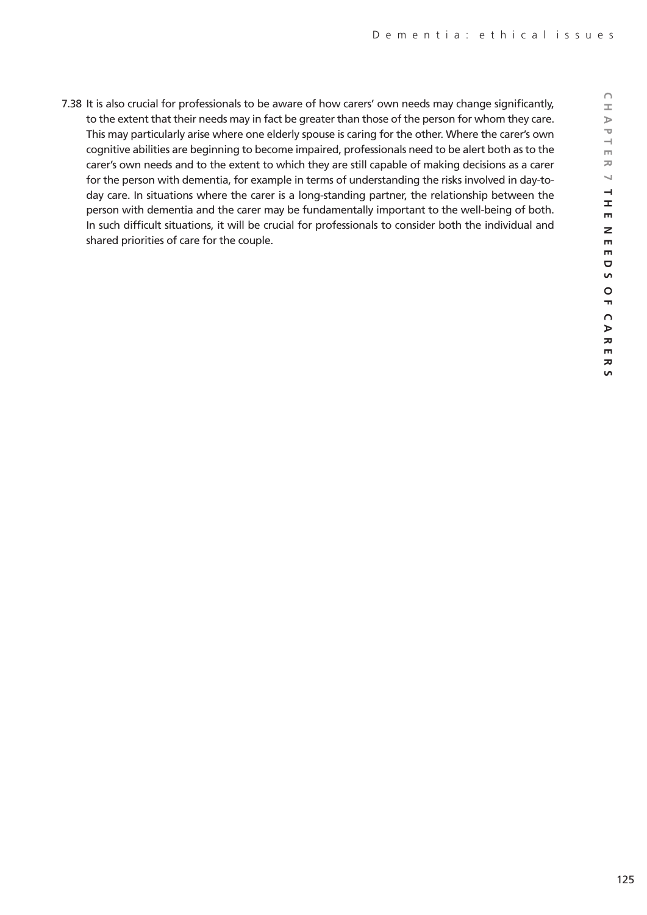7.38 It is also crucial for professionals to be aware of how carers' own needs may change significantly, to the extent that their needs may in fact be greater than those of the person for whom they care. This may particularly arise where one elderly spouse is caring for the other. Where the carer's own cognitive abilities are beginning to become impaired, professionals need to be alert both as to the carer's own needs and to the extent to which they are still capable of making decisions as a carer for the person with dementia, for example in terms of understanding the risks involved in day-to-day care. In situations where the carer is a long-standing partner, the relationship between the person with dementia and the carer may be fundamentally important to the well-being of both. In such difficult situations, it will be crucial for professionals to consider both the individual and shared priorities of care for the couple.